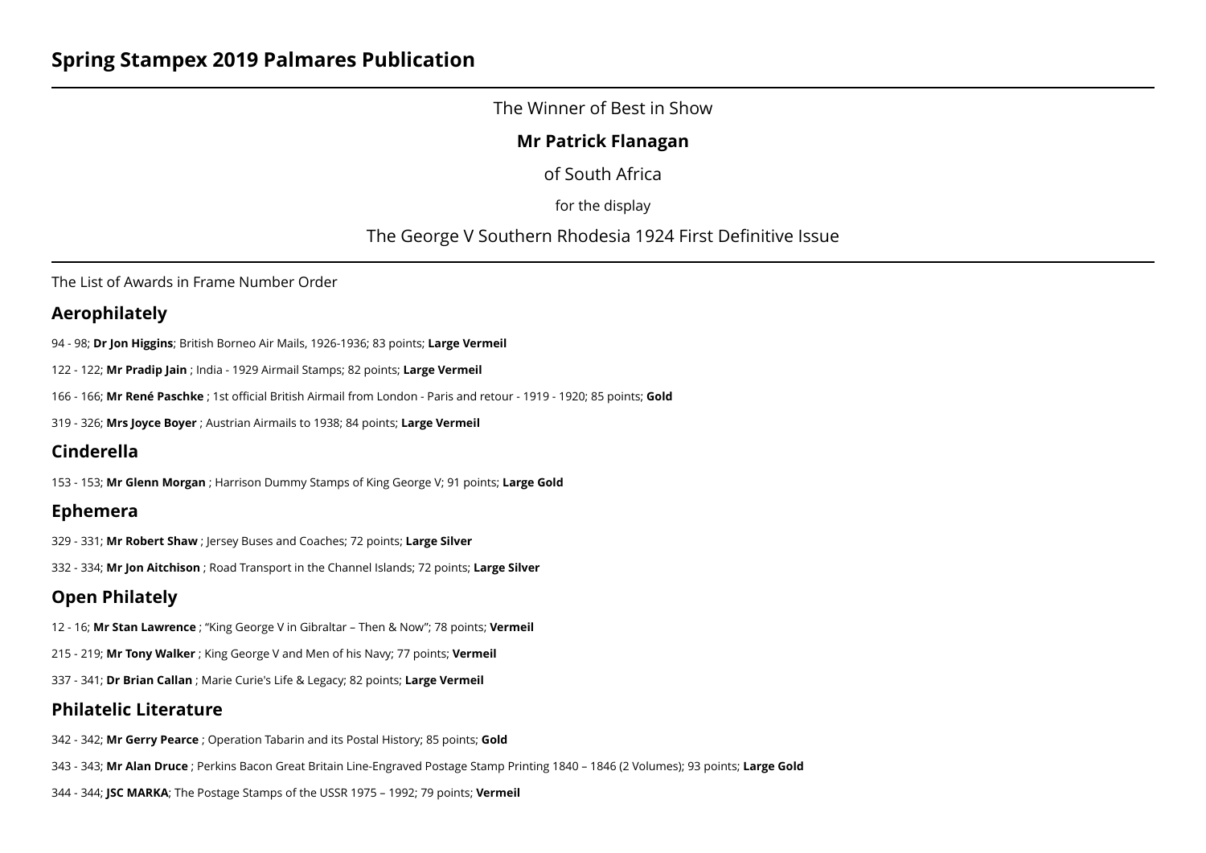# Spring Stampex 2019 Palmares Publication

---

The Winner of Best in Show

**Mr Patrick Flanagan**

of South Africa

for the display

The George V Southern Rhodesia 1924 First Definitive Issue

---

The List of Awards in Frame Number Order

## Aerophilately

94 - 98; **Dr Jon Higgins**; British Borneo Air Mails, 1926-1936; 83 points; **Large Vermeil**

122 - 122; **Mr Pradip Jain** ; India - 1929 Airmail Stamps; 82 points; **Large Vermeil**

166 - 166; **Mr René Paschke** ; 1st official British Airmail from London - Paris and retour - 1919 - 1920; 85 points; **Gold**

319 - 326; **Mrs Joyce Boyer** ; Austrian Airmails to 1938; 84 points; **Large Vermeil**

## Cinderella

153 - 153; **Mr Glenn Morgan** ; Harrison Dummy Stamps of King George V; 91 points; **Large Gold**

## Ephemera

329 - 331; **Mr Robert Shaw** ; Jersey Buses and Coaches; 72 points; **Large Silver**

332 - 334; **Mr Jon Aitchison** ; Road Transport in the Channel Islands; 72 points; **Large Silver**

## Open Philately

12 - 16; **Mr Stan Lawrence** ; "King George V in Gibraltar – Then & Now"; 78 points; **Vermeil**

215 - 219; **Mr Tony Walker** ; King George V and Men of his Navy; 77 points; **Vermeil**

337 - 341; **Dr Brian Callan** ; Marie Curie's Life & Legacy; 82 points; **Large Vermeil**

## Philatelic Literature

342 - 342; **Mr Gerry Pearce** ; Operation Tabarin and its Postal History; 85 points; **Gold**

343 - 343; **Mr Alan Druce** ; Perkins Bacon Great Britain Line-Engraved Postage Stamp Printing 1840 – 1846 (2 Volumes); 93 points; **Large Gold**

344 - 344; **JSC MARKA**; The Postage Stamps of the USSR 1975 – 1992; 79 points; **Vermeil**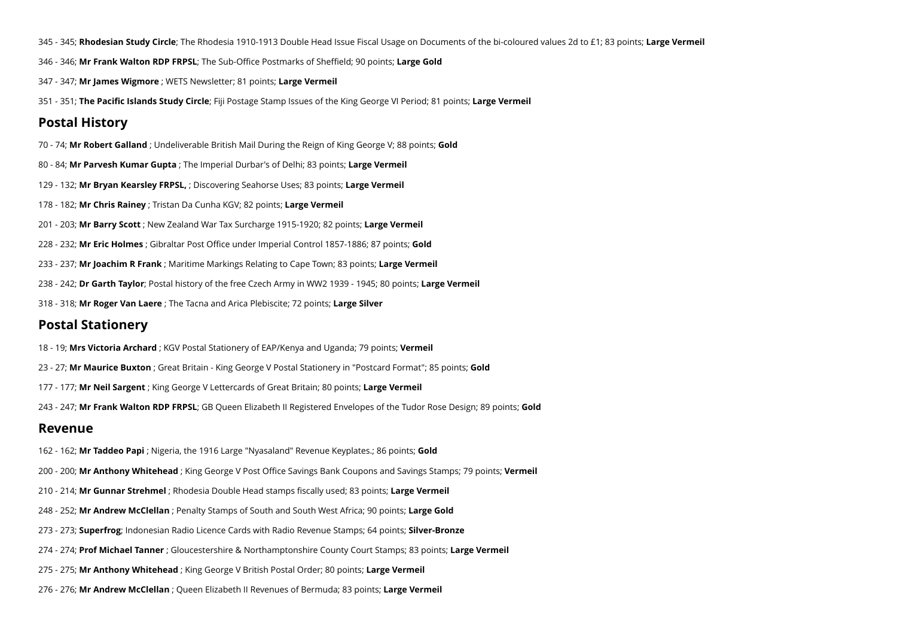345 - 345; **Rhodesian Study Circle**; The Rhodesia 1910-1913 Double Head Issue Fiscal Usage on Documents of the bi-coloured values 2d to £1; 83 points; **Large Vermeil**

346 - 346; **Mr Frank Walton RDP FRPSL**; The Sub-Office Postmarks of Sheffield; 90 points; **Large Gold**

347 - 347; **Mr James Wigmore** ; WETS Newsletter; 81 points; **Large Vermeil**

351 - 351; **The Pacific Islands Study Circle**; Fiji Postage Stamp Issues of the King George VI Period; 81 points; **Large Vermeil**

## Postal History

70 - 74; **Mr Robert Galland** ; Undeliverable British Mail During the Reign of King George V; 88 points; **Gold**

80 - 84; **Mr Parvesh Kumar Gupta** ; The Imperial Durbar's of Delhi; 83 points; **Large Vermeil**

129 - 132; **Mr Bryan Kearsley FRPSL,** ; Discovering Seahorse Uses; 83 points; **Large Vermeil**

178 - 182; **Mr Chris Rainey** ; Tristan Da Cunha KGV; 82 points; **Large Vermeil**

201 - 203; **Mr Barry Scott** ; New Zealand War Tax Surcharge 1915-1920; 82 points; **Large Vermeil**

228 - 232; **Mr Eric Holmes** ; Gibraltar Post Office under Imperial Control 1857-1886; 87 points; **Gold**

233 - 237; **Mr Joachim R Frank** ; Maritime Markings Relating to Cape Town; 83 points; **Large Vermeil**

238 - 242; **Dr Garth Taylor**; Postal history of the free Czech Army in WW2 1939 - 1945; 80 points; **Large Vermeil**

318 - 318; **Mr Roger Van Laere** ; The Tacna and Arica Plebiscite; 72 points; **Large Silver**

## Postal Stationery

18 - 19; **Mrs Victoria Archard** ; KGV Postal Stationery of EAP/Kenya and Uganda; 79 points; **Vermeil**

23 - 27; **Mr Maurice Buxton** ; Great Britain - King George V Postal Stationery in "Postcard Format"; 85 points; **Gold**

177 - 177; **Mr Neil Sargent** ; King George V Lettercards of Great Britain; 80 points; **Large Vermeil**

243 - 247; **Mr Frank Walton RDP FRPSL**; GB Queen Elizabeth II Registered Envelopes of the Tudor Rose Design; 89 points; **Gold**

## Revenue

162 - 162; **Mr Taddeo Papi** ; Nigeria, the 1916 Large "Nyasaland" Revenue Keyplates.; 86 points; **Gold**

200 - 200; **Mr Anthony Whitehead** ; King George V Post Office Savings Bank Coupons and Savings Stamps; 79 points; **Vermeil**

210 - 214; **Mr Gunnar Strehmel** ; Rhodesia Double Head stamps fiscally used; 83 points; **Large Vermeil**

248 - 252; **Mr Andrew McClellan** ; Penalty Stamps of South and South West Africa; 90 points; **Large Gold**

273 - 273; **Superfrog**; Indonesian Radio Licence Cards with Radio Revenue Stamps; 64 points; **Silver-Bronze**

274 - 274; **Prof Michael Tanner** ; Gloucestershire & Northamptonshire County Court Stamps; 83 points; **Large Vermeil**

275 - 275; **Mr Anthony Whitehead** ; King George V British Postal Order; 80 points; **Large Vermeil**

276 - 276; **Mr Andrew McClellan** ; Queen Elizabeth II Revenues of Bermuda; 83 points; **Large Vermeil**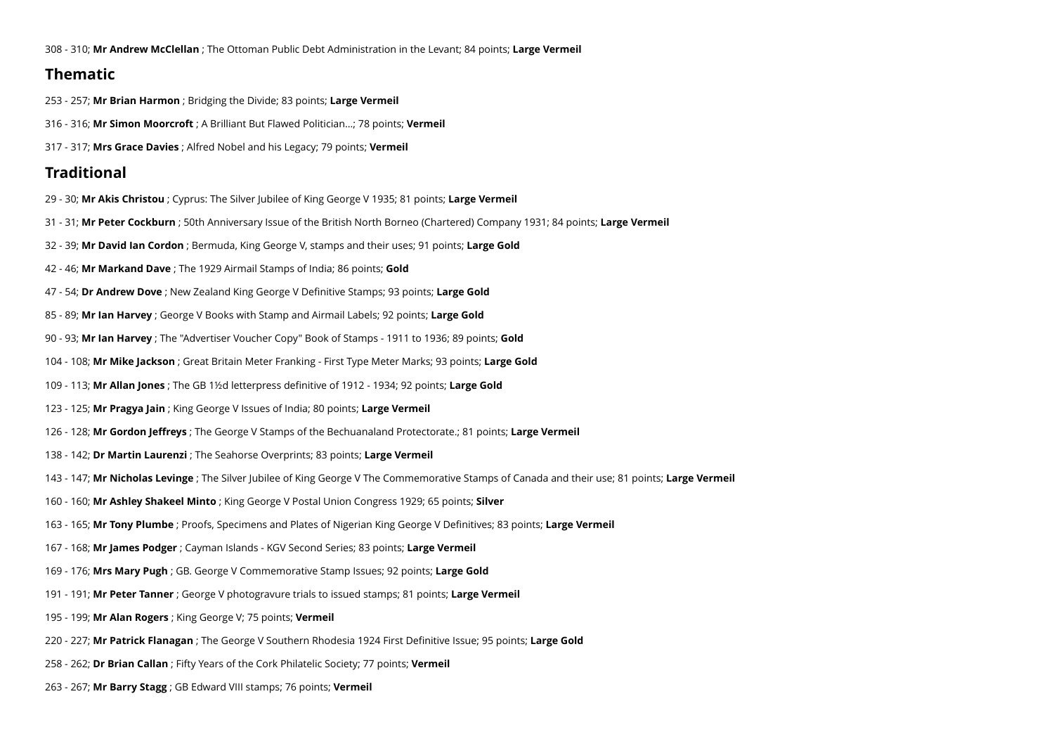308 - 310; **Mr Andrew McClellan** ; The Ottoman Public Debt Administration in the Levant; 84 points; **Large Vermeil**

## Thematic

253 - 257; **Mr Brian Harmon** ; Bridging the Divide; 83 points; **Large Vermeil**

316 - 316; **Mr Simon Moorcroft** ; A Brilliant But Flawed Politician...; 78 points; **Vermeil**

317 - 317; **Mrs Grace Davies** ; Alfred Nobel and his Legacy; 79 points; **Vermeil**

## Traditional

29 - 30; **Mr Akis Christou** ; Cyprus: The Silver Jubilee of King George V 1935; 81 points; **Large Vermeil**

31 - 31; **Mr Peter Cockburn** ; 50th Anniversary Issue of the British North Borneo (Chartered) Company 1931; 84 points; **Large Vermeil**

32 - 39; **Mr David Ian Cordon** ; Bermuda, King George V, stamps and their uses; 91 points; **Large Gold**

42 - 46; **Mr Markand Dave** ; The 1929 Airmail Stamps of India; 86 points; **Gold**

47 - 54; **Dr Andrew Dove** ; New Zealand King George V Definitive Stamps; 93 points; **Large Gold**

85 - 89; **Mr Ian Harvey** ; George V Books with Stamp and Airmail Labels; 92 points; **Large Gold**

90 - 93; **Mr Ian Harvey** ; The "Advertiser Voucher Copy" Book of Stamps - 1911 to 1936; 89 points; **Gold**

104 - 108; **Mr Mike Jackson** ; Great Britain Meter Franking - First Type Meter Marks; 93 points; **Large Gold**

109 - 113; **Mr Allan Jones** ; The GB 1½d letterpress definitive of 1912 - 1934; 92 points; **Large Gold**

123 - 125; **Mr Pragya Jain** ; King George V Issues of India; 80 points; **Large Vermeil**

126 - 128; **Mr Gordon Jeffreys** ; The George V Stamps of the Bechuanaland Protectorate.; 81 points; **Large Vermeil**

138 - 142; **Dr Martin Laurenzi** ; The Seahorse Overprints; 83 points; **Large Vermeil**

143 - 147; **Mr Nicholas Levinge** ; The Silver Jubilee of King George V The Commemorative Stamps of Canada and their use; 81 points; **Large Vermeil**

160 - 160; **Mr Ashley Shakeel Minto** ; King George V Postal Union Congress 1929; 65 points; **Silver**

163 - 165; **Mr Tony Plumbe** ; Proofs, Specimens and Plates of Nigerian King George V Definitives; 83 points; **Large Vermeil**

167 - 168; **Mr James Podger** ; Cayman Islands - KGV Second Series; 83 points; **Large Vermeil**

169 - 176; **Mrs Mary Pugh** ; GB. George V Commemorative Stamp Issues; 92 points; **Large Gold**

191 - 191; **Mr Peter Tanner** ; George V photogravure trials to issued stamps; 81 points; **Large Vermeil**

195 - 199; **Mr Alan Rogers** ; King George V; 75 points; **Vermeil**

220 - 227; **Mr Patrick Flanagan** ; The George V Southern Rhodesia 1924 First Definitive Issue; 95 points; **Large Gold**

258 - 262; **Dr Brian Callan** ; Fifty Years of the Cork Philatelic Society; 77 points; **Vermeil**

263 - 267; **Mr Barry Stagg** ; GB Edward VIII stamps; 76 points; **Vermeil**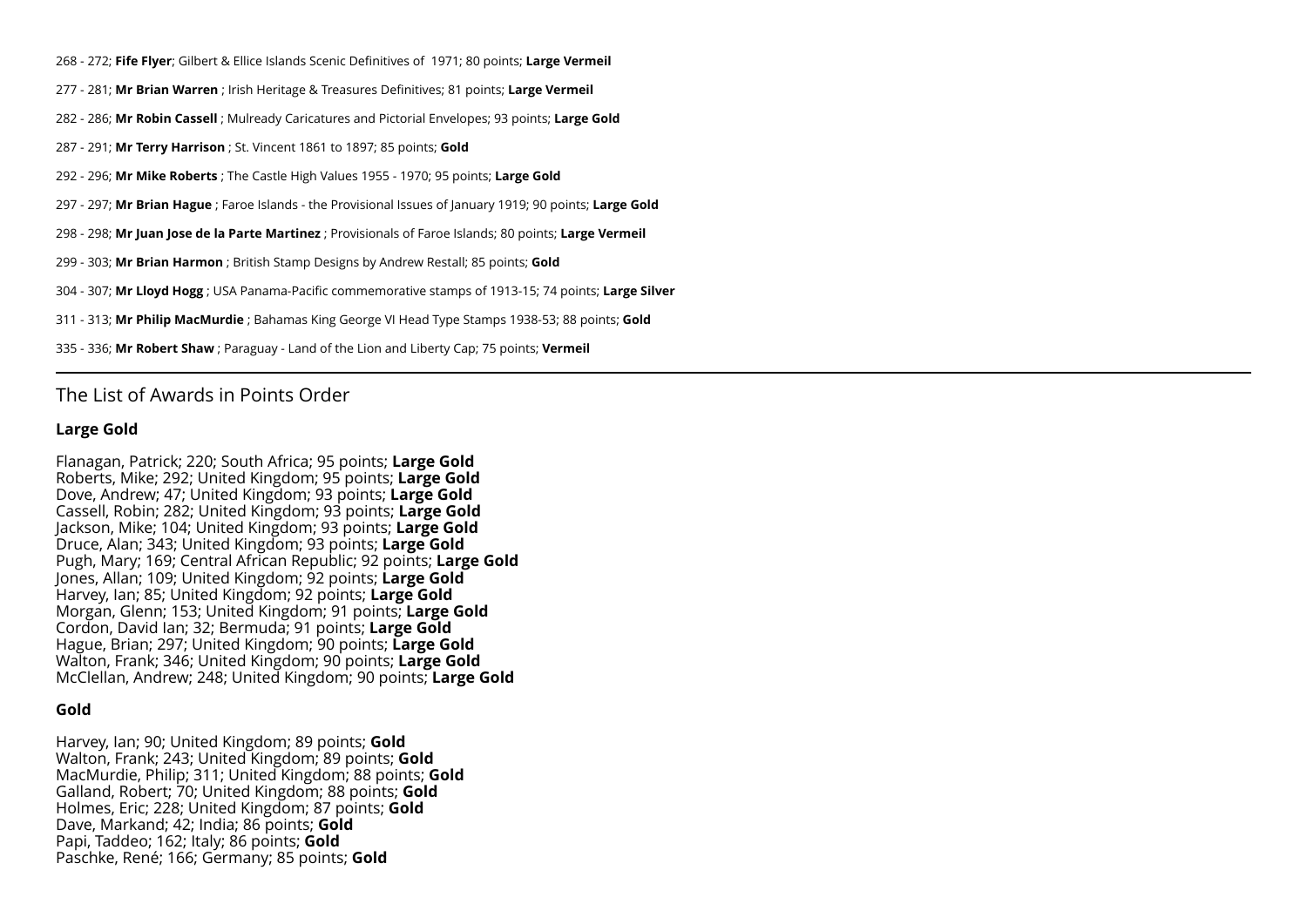268 - 272; **Fife Flyer**; Gilbert & Ellice Islands Scenic Definitives of 1971; 80 points; **Large Vermeil**

277 - 281; **Mr Brian Warren** ; Irish Heritage & Treasures Definitives; 81 points; **Large Vermeil**

282 - 286; **Mr Robin Cassell** ; Mulready Caricatures and Pictorial Envelopes; 93 points; **Large Gold**

287 - 291; **Mr Terry Harrison** ; St. Vincent 1861 to 1897; 85 points; **Gold**

292 - 296; **Mr Mike Roberts** ; The Castle High Values 1955 - 1970; 95 points; **Large Gold**

297 - 297; **Mr Brian Hague** ; Faroe Islands - the Provisional Issues of January 1919; 90 points; **Large Gold**

298 - 298; **Mr Juan Jose de la Parte Martinez** ; Provisionals of Faroe Islands; 80 points; **Large Vermeil**

299 - 303; **Mr Brian Harmon** ; British Stamp Designs by Andrew Restall; 85 points; **Gold**

304 - 307; **Mr Lloyd Hogg** ; USA Panama-Pacific commemorative stamps of 1913-15; 74 points; **Large Silver**

311 - 313; **Mr Philip MacMurdie** ; Bahamas King George VI Head Type Stamps 1938-53; 88 points; **Gold**

335 - 336; **Mr Robert Shaw** ; Paraguay - Land of the Lion and Liberty Cap; 75 points; **Vermeil**

---

## The List of Awards in Points Order

### Large Gold

Flanagan, Patrick; 220; South Africa; 95 points; **Large Gold**
Roberts, Mike; 292; United Kingdom; 95 points; **Large Gold**
Dove, Andrew; 47; United Kingdom; 93 points; **Large Gold**
Cassell, Robin; 282; United Kingdom; 93 points; **Large Gold**
Jackson, Mike; 104; United Kingdom; 93 points; **Large Gold**
Druce, Alan; 343; United Kingdom; 93 points; **Large Gold**
Pugh, Mary; 169; Central African Republic; 92 points; **Large Gold**
Jones, Allan; 109; United Kingdom; 92 points; **Large Gold**
Harvey, Ian; 85; United Kingdom; 92 points; **Large Gold**
Morgan, Glenn; 153; United Kingdom; 91 points; **Large Gold**
Cordon, David Ian; 32; Bermuda; 91 points; **Large Gold**
Hague, Brian; 297; United Kingdom; 90 points; **Large Gold**
Walton, Frank; 346; United Kingdom; 90 points; **Large Gold**
McClellan, Andrew; 248; United Kingdom; 90 points; **Large Gold**

### Gold

Harvey, Ian; 90; United Kingdom; 89 points; **Gold**
Walton, Frank; 243; United Kingdom; 89 points; **Gold**
MacMurdie, Philip; 311; United Kingdom; 88 points; **Gold**
Galland, Robert; 70; United Kingdom; 88 points; **Gold**
Holmes, Eric; 228; United Kingdom; 87 points; **Gold**
Dave, Markand; 42; India; 86 points; **Gold**
Papi, Taddeo; 162; Italy; 86 points; **Gold**
Paschke, René; 166; Germany; 85 points; **Gold**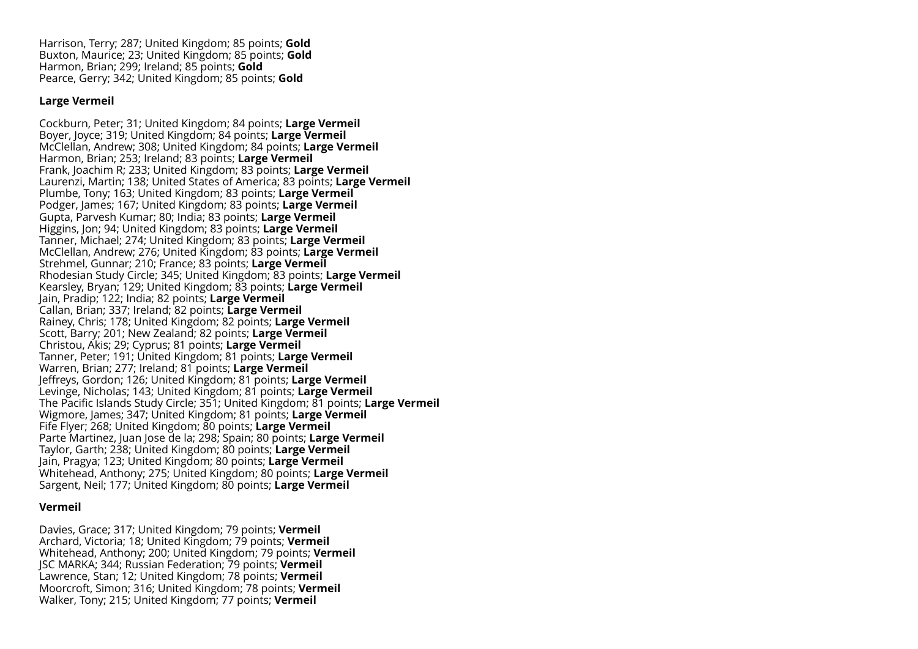Harrison, Terry; 287; United Kingdom; 85 points; **Gold**
Buxton, Maurice; 23; United Kingdom; 85 points; **Gold**
Harmon, Brian; 299; Ireland; 85 points; **Gold**
Pearce, Gerry; 342; United Kingdom; 85 points; **Gold**

**Large Vermeil**

Cockburn, Peter; 31; United Kingdom; 84 points; **Large Vermeil**
Boyer, Joyce; 319; United Kingdom; 84 points; **Large Vermeil**
McClellan, Andrew; 308; United Kingdom; 84 points; **Large Vermeil**
Harmon, Brian; 253; Ireland; 83 points; **Large Vermeil**
Frank, Joachim R; 233; United Kingdom; 83 points; **Large Vermeil**
Laurenzi, Martin; 138; United States of America; 83 points; **Large Vermeil**
Plumbe, Tony; 163; United Kingdom; 83 points; **Large Vermeil**
Podger, James; 167; United Kingdom; 83 points; **Large Vermeil**
Gupta, Parvesh Kumar; 80; India; 83 points; **Large Vermeil**
Higgins, Jon; 94; United Kingdom; 83 points; **Large Vermeil**
Tanner, Michael; 274; United Kingdom; 83 points; **Large Vermeil**
McClellan, Andrew; 276; United Kingdom; 83 points; **Large Vermeil**
Strehmel, Gunnar; 210; France; 83 points; **Large Vermeil**
Rhodesian Study Circle; 345; United Kingdom; 83 points; **Large Vermeil**
Kearsley, Bryan; 129; United Kingdom; 83 points; **Large Vermeil**
Jain, Pradip; 122; India; 82 points; **Large Vermeil**
Callan, Brian; 337; Ireland; 82 points; **Large Vermeil**
Rainey, Chris; 178; United Kingdom; 82 points; **Large Vermeil**
Scott, Barry; 201; New Zealand; 82 points; **Large Vermeil**
Christou, Akis; 29; Cyprus; 81 points; **Large Vermeil**
Tanner, Peter; 191; United Kingdom; 81 points; **Large Vermeil**
Warren, Brian; 277; Ireland; 81 points; **Large Vermeil**
Jeffreys, Gordon; 126; United Kingdom; 81 points; **Large Vermeil**
Levinge, Nicholas; 143; United Kingdom; 81 points; **Large Vermeil**
The Pacific Islands Study Circle; 351; United Kingdom; 81 points; **Large Vermeil**
Wigmore, James; 347; United Kingdom; 81 points; **Large Vermeil**
Fife Flyer; 268; United Kingdom; 80 points; **Large Vermeil**
Parte Martinez, Juan Jose de la; 298; Spain; 80 points; **Large Vermeil**
Taylor, Garth; 238; United Kingdom; 80 points; **Large Vermeil**
Jain, Pragya; 123; United Kingdom; 80 points; **Large Vermeil**
Whitehead, Anthony; 275; United Kingdom; 80 points; **Large Vermeil**
Sargent, Neil; 177; United Kingdom; 80 points; **Large Vermeil**

**Vermeil**

Davies, Grace; 317; United Kingdom; 79 points; **Vermeil**
Archard, Victoria; 18; United Kingdom; 79 points; **Vermeil**
Whitehead, Anthony; 200; United Kingdom; 79 points; **Vermeil**
JSC MARKA; 344; Russian Federation; 79 points; **Vermeil**
Lawrence, Stan; 12; United Kingdom; 78 points; **Vermeil**
Moorcroft, Simon; 316; United Kingdom; 78 points; **Vermeil**
Walker, Tony; 215; United Kingdom; 77 points; **Vermeil**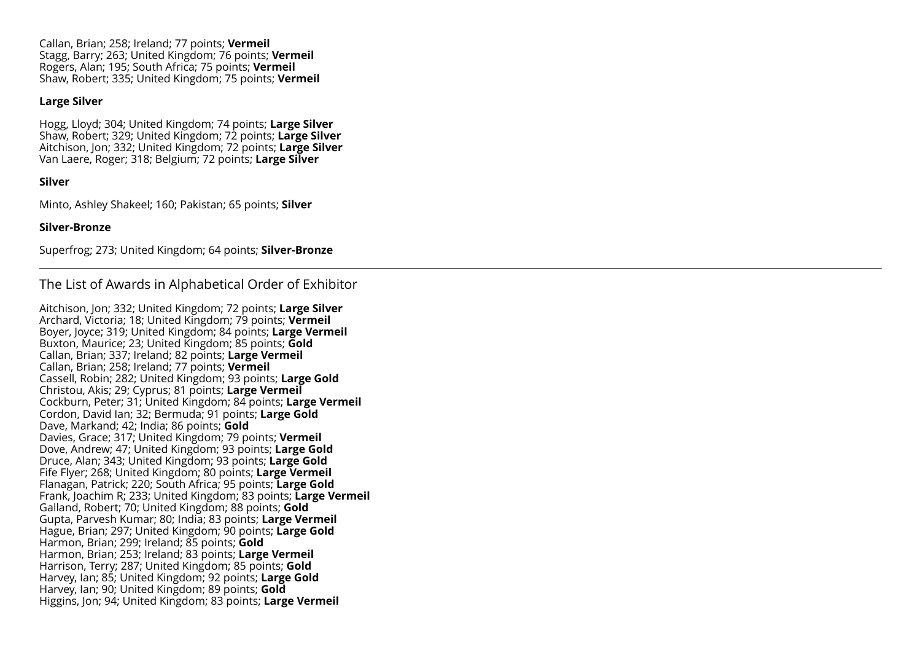Callan, Brian; 258; Ireland; 77 points; **Vermeil**
Stagg, Barry; 263; United Kingdom; 76 points; **Vermeil**
Rogers, Alan; 195; South Africa; 75 points; **Vermeil**
Shaw, Robert; 335; United Kingdom; 75 points; **Vermeil**

**Large Silver**

Hogg, Lloyd; 304; United Kingdom; 74 points; **Large Silver**
Shaw, Robert; 329; United Kingdom; 72 points; **Large Silver**
Aitchison, Jon; 332; United Kingdom; 72 points; **Large Silver**
Van Laere, Roger; 318; Belgium; 72 points; **Large Silver**

**Silver**

Minto, Ashley Shakeel; 160; Pakistan; 65 points; **Silver**

**Silver-Bronze**

Superfrog; 273; United Kingdom; 64 points; **Silver-Bronze**

---

## The List of Awards in Alphabetical Order of Exhibitor

Aitchison, Jon; 332; United Kingdom; 72 points; **Large Silver**
Archard, Victoria; 18; United Kingdom; 79 points; **Vermeil**
Boyer, Joyce; 319; United Kingdom; 84 points; **Large Vermeil**
Buxton, Maurice; 23; United Kingdom; 85 points; **Gold**
Callan, Brian; 337; Ireland; 82 points; **Large Vermeil**
Callan, Brian; 258; Ireland; 77 points; **Vermeil**
Cassell, Robin; 282; United Kingdom; 93 points; **Large Gold**
Christou, Akis; 29; Cyprus; 81 points; **Large Vermeil**
Cockburn, Peter; 31; United Kingdom; 84 points; **Large Vermeil**
Cordon, David Ian; 32; Bermuda; 91 points; **Large Gold**
Dave, Markand; 42; India; 86 points; **Gold**
Davies, Grace; 317; United Kingdom; 79 points; **Vermeil**
Dove, Andrew; 47; United Kingdom; 93 points; **Large Gold**
Druce, Alan; 343; United Kingdom; 93 points; **Large Gold**
Fife Flyer; 268; United Kingdom; 80 points; **Large Vermeil**
Flanagan, Patrick; 220; South Africa; 95 points; **Large Gold**
Frank, Joachim R; 233; United Kingdom; 83 points; **Large Vermeil**
Galland, Robert; 70; United Kingdom; 88 points; **Gold**
Gupta, Parvesh Kumar; 80; India; 83 points; **Large Vermeil**
Hague, Brian; 297; United Kingdom; 90 points; **Large Gold**
Harmon, Brian; 299; Ireland; 85 points; **Gold**
Harmon, Brian; 253; Ireland; 83 points; **Large Vermeil**
Harrison, Terry; 287; United Kingdom; 85 points; **Gold**
Harvey, Ian; 85; United Kingdom; 92 points; **Large Gold**
Harvey, Ian; 90; United Kingdom; 89 points; **Gold**
Higgins, Jon; 94; United Kingdom; 83 points; **Large Vermeil**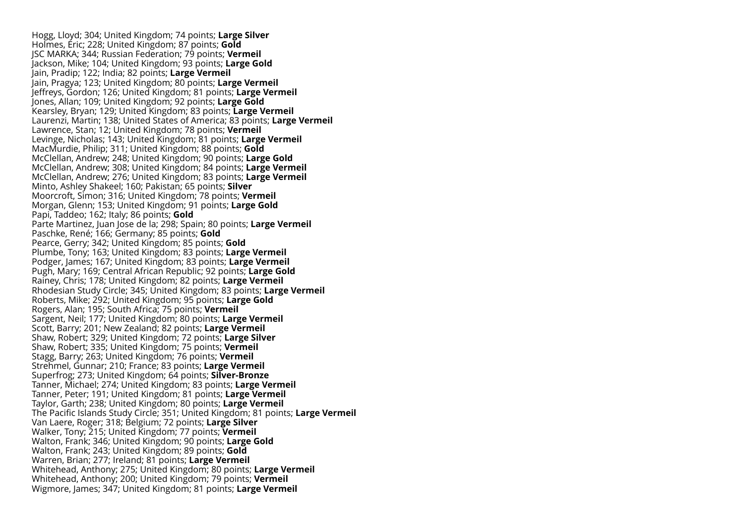Hogg, Lloyd; 304; United Kingdom; 74 points; **Large Silver**
Holmes, Eric; 228; United Kingdom; 87 points; **Gold**
JSC MARKA; 344; Russian Federation; 79 points; **Vermeil**
Jackson, Mike; 104; United Kingdom; 93 points; **Large Gold**
Jain, Pradip; 122; India; 82 points; **Large Vermeil**
Jain, Pragya; 123; United Kingdom; 80 points; **Large Vermeil**
Jeffreys, Gordon; 126; United Kingdom; 81 points; **Large Vermeil**
Jones, Allan; 109; United Kingdom; 92 points; **Large Gold**
Kearsley, Bryan; 129; United Kingdom; 83 points; **Large Vermeil**
Laurenzi, Martin; 138; United States of America; 83 points; **Large Vermeil**
Lawrence, Stan; 12; United Kingdom; 78 points; **Vermeil**
Levinge, Nicholas; 143; United Kingdom; 81 points; **Large Vermeil**
MacMurdie, Philip; 311; United Kingdom; 88 points; **Gold**
McClellan, Andrew; 248; United Kingdom; 90 points; **Large Gold**
McClellan, Andrew; 308; United Kingdom; 84 points; **Large Vermeil**
McClellan, Andrew; 276; United Kingdom; 83 points; **Large Vermeil**
Minto, Ashley Shakeel; 160; Pakistan; 65 points; **Silver**
Moorcroft, Simon; 316; United Kingdom; 78 points; **Vermeil**
Morgan, Glenn; 153; United Kingdom; 91 points; **Large Gold**
Papi, Taddeo; 162; Italy; 86 points; **Gold**
Parte Martinez, Juan Jose de la; 298; Spain; 80 points; **Large Vermeil**
Paschke, René; 166; Germany; 85 points; **Gold**
Pearce, Gerry; 342; United Kingdom; 85 points; **Gold**
Plumbe, Tony; 163; United Kingdom; 83 points; **Large Vermeil**
Podger, James; 167; United Kingdom; 83 points; **Large Vermeil**
Pugh, Mary; 169; Central African Republic; 92 points; **Large Gold**
Rainey, Chris; 178; United Kingdom; 82 points; **Large Vermeil**
Rhodesian Study Circle; 345; United Kingdom; 83 points; **Large Vermeil**
Roberts, Mike; 292; United Kingdom; 95 points; **Large Gold**
Rogers, Alan; 195; South Africa; 75 points; **Vermeil**
Sargent, Neil; 177; United Kingdom; 80 points; **Large Vermeil**
Scott, Barry; 201; New Zealand; 82 points; **Large Vermeil**
Shaw, Robert; 329; United Kingdom; 72 points; **Large Silver**
Shaw, Robert; 335; United Kingdom; 75 points; **Vermeil**
Stagg, Barry; 263; United Kingdom; 76 points; **Vermeil**
Strehmel, Gunnar; 210; France; 83 points; **Large Vermeil**
Superfrog; 273; United Kingdom; 64 points; **Silver-Bronze**
Tanner, Michael; 274; United Kingdom; 83 points; **Large Vermeil**
Tanner, Peter; 191; United Kingdom; 81 points; **Large Vermeil**
Taylor, Garth; 238; United Kingdom; 80 points; **Large Vermeil**
The Pacific Islands Study Circle; 351; United Kingdom; 81 points; **Large Vermeil**
Van Laere, Roger; 318; Belgium; 72 points; **Large Silver**
Walker, Tony; 215; United Kingdom; 77 points; **Vermeil**
Walton, Frank; 346; United Kingdom; 90 points; **Large Gold**
Walton, Frank; 243; United Kingdom; 89 points; **Gold**
Warren, Brian; 277; Ireland; 81 points; **Large Vermeil**
Whitehead, Anthony; 275; United Kingdom; 80 points; **Large Vermeil**
Whitehead, Anthony; 200; United Kingdom; 79 points; **Vermeil**
Wigmore, James; 347; United Kingdom; 81 points; **Large Vermeil**